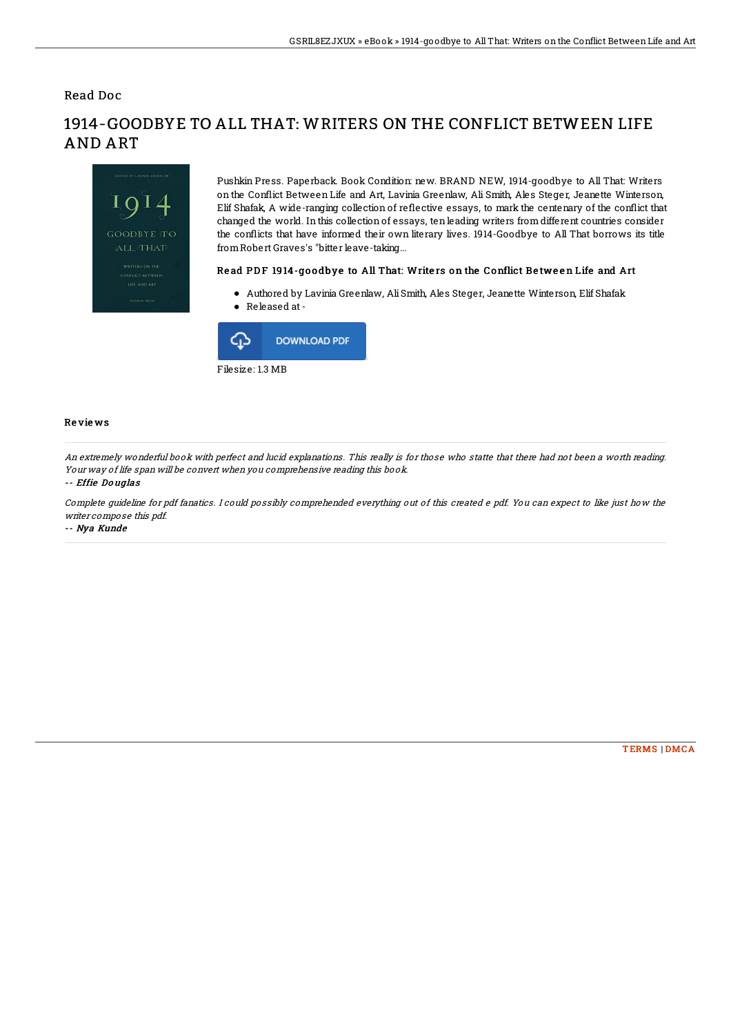Read Doc

# 1914-GOODBYE TO ALL THAT: WRITERS ON THE CONFLICT BETWEEN LIFE AND ART

Pushkin Press. Paperback. Book Condition: new. BRAND NEW, 1914-goodbye to All That: Writers on the Conflict Between Life and Art, Lavinia Greenlaw, Ali Smith, Ales Steger, Jeanette Winterson, Elif Shafak, A wide-ranging collection of reflective essays, to mark the centenary of the conflict that changed the world. In this collection of essays, ten leading writers from different countries consider the conflicts that have informed their own literary lives. 1914-Goodbye to All That borrows its title from Robert Graves's "bitter leave-taking...

### Read PDF 1914-goodbye to All That: Writers on the Conflict Between Life and Art

- Authored by Lavinia Greenlaw, Ali Smith, Ales Steger, Jeanette Winterson, Elif Shafak
- Released at -

DOWNLOAD PDF

Filesize: 1.3 MB

## Reviews

*An extremely wonderful book with perfect and lucid explanations. This really is for those who statte that there had not been a worth reading. Your way of life span will be convert when you comprehensive reading this book.*

-- ***Effie Douglas***

*Complete guideline for pdf fanatics. I could possibly comprehended everything out of this created e pdf. You can expect to like just how the writer compose this pdf.*

-- ***Nya Kunde***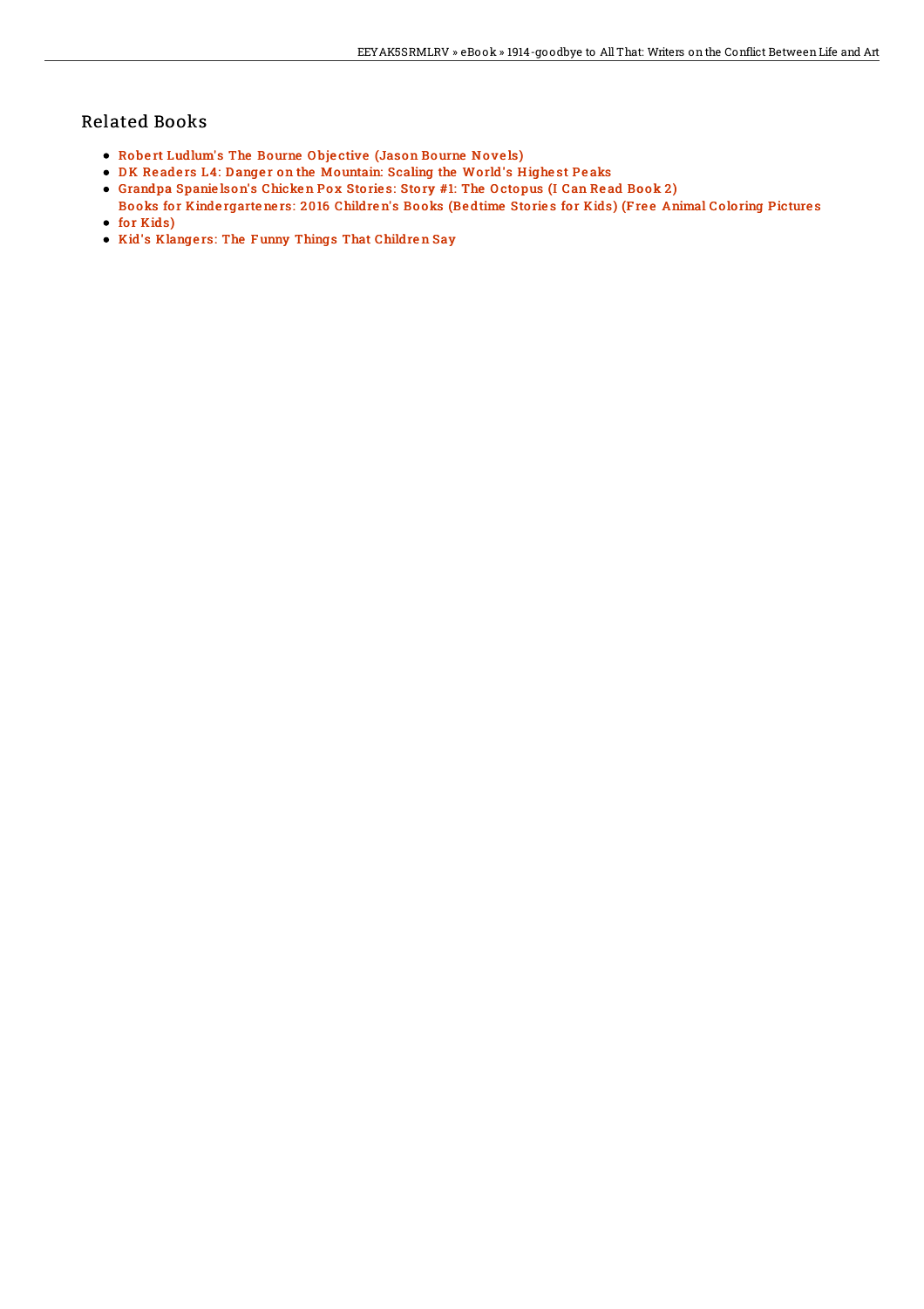## Related Books

- Robert Ludlum's The Bourne Objective (Jason Bourne Novels)
- DK Readers L4: Danger on the Mountain: Scaling the World's Highest Peaks
- Grandpa Spanielson's Chicken Pox Stories: Story #1: The Octopus (I Can Read Book 2)
- Books for Kindergarteners: 2016 Children's Books (Bedtime Stories for Kids) (Free Animal Coloring Pictures for Kids)
- Kid's Klangers: The Funny Things That Children Say